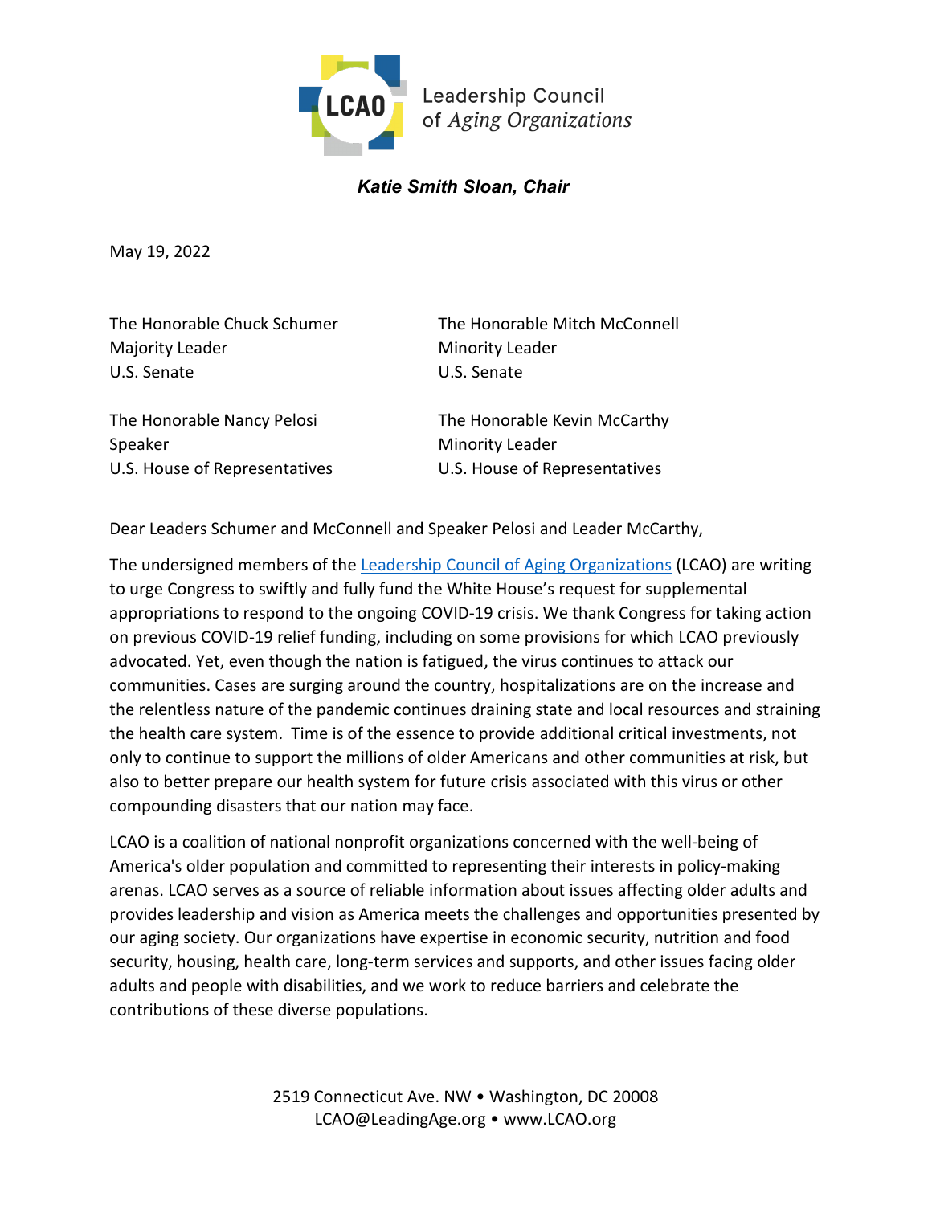Leadership Council of Aging Organizations

***Katie Smith Sloan, Chair***

May 19, 2022

The Honorable Chuck Schumer
Majority Leader
U.S. Senate

The Honorable Mitch McConnell
Minority Leader
U.S. Senate

The Honorable Nancy Pelosi
Speaker
U.S. House of Representatives

The Honorable Kevin McCarthy
Minority Leader
U.S. House of Representatives

Dear Leaders Schumer and McConnell and Speaker Pelosi and Leader McCarthy,

The undersigned members of the [Leadership Council of Aging Organizations](http://www.lcao.org) (LCAO) are writing to urge Congress to swiftly and fully fund the White House's request for supplemental appropriations to respond to the ongoing COVID-19 crisis. We thank Congress for taking action on previous COVID-19 relief funding, including on some provisions for which LCAO previously advocated. Yet, even though the nation is fatigued, the virus continues to attack our communities. Cases are surging around the country, hospitalizations are on the increase and the relentless nature of the pandemic continues draining state and local resources and straining the health care system. Time is of the essence to provide additional critical investments, not only to continue to support the millions of older Americans and other communities at risk, but also to better prepare our health system for future crisis associated with this virus or other compounding disasters that our nation may face.

LCAO is a coalition of national nonprofit organizations concerned with the well-being of America's older population and committed to representing their interests in policy-making arenas. LCAO serves as a source of reliable information about issues affecting older adults and provides leadership and vision as America meets the challenges and opportunities presented by our aging society. Our organizations have expertise in economic security, nutrition and food security, housing, health care, long-term services and supports, and other issues facing older adults and people with disabilities, and we work to reduce barriers and celebrate the contributions of these diverse populations.

2519 Connecticut Ave. NW • Washington, DC 20008
LCAO@LeadingAge.org • www.LCAO.org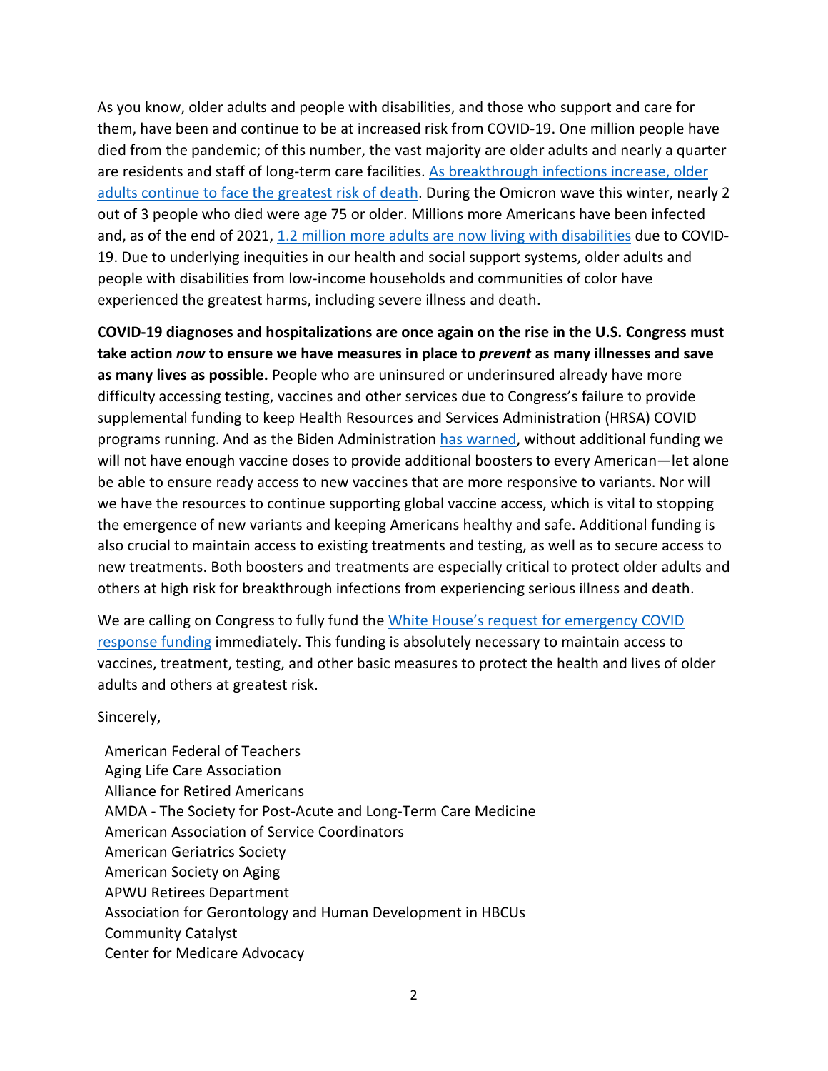As you know, older adults and people with disabilities, and those who support and care for them, have been and continue to be at increased risk from COVID-19. One million people have died from the pandemic; of this number, the vast majority are older adults and nearly a quarter are residents and staff of long-term care facilities. As breakthrough infections increase, older adults continue to face the greatest risk of death. During the Omicron wave this winter, nearly 2 out of 3 people who died were age 75 or older. Millions more Americans have been infected and, as of the end of 2021, 1.2 million more adults are now living with disabilities due to COVID-19. Due to underlying inequities in our health and social support systems, older adults and people with disabilities from low-income households and communities of color have experienced the greatest harms, including severe illness and death.

**COVID-19 diagnoses and hospitalizations are once again on the rise in the U.S. Congress must take action *now* to ensure we have measures in place to *prevent* as many illnesses and save as many lives as possible.** People who are uninsured or underinsured already have more difficulty accessing testing, vaccines and other services due to Congress's failure to provide supplemental funding to keep Health Resources and Services Administration (HRSA) COVID programs running. And as the Biden Administration has warned, without additional funding we will not have enough vaccine doses to provide additional boosters to every American—let alone be able to ensure ready access to new vaccines that are more responsive to variants. Nor will we have the resources to continue supporting global vaccine access, which is vital to stopping the emergence of new variants and keeping Americans healthy and safe. Additional funding is also crucial to maintain access to existing treatments and testing, as well as to secure access to new treatments. Both boosters and treatments are especially critical to protect older adults and others at high risk for breakthrough infections from experiencing serious illness and death.

We are calling on Congress to fully fund the White House's request for emergency COVID response funding immediately. This funding is absolutely necessary to maintain access to vaccines, treatment, testing, and other basic measures to protect the health and lives of older adults and others at greatest risk.

Sincerely,

American Federal of Teachers
Aging Life Care Association
Alliance for Retired Americans
AMDA - The Society for Post-Acute and Long-Term Care Medicine
American Association of Service Coordinators
American Geriatrics Society
American Society on Aging
APWU Retirees Department
Association for Gerontology and Human Development in HBCUs
Community Catalyst
Center for Medicare Advocacy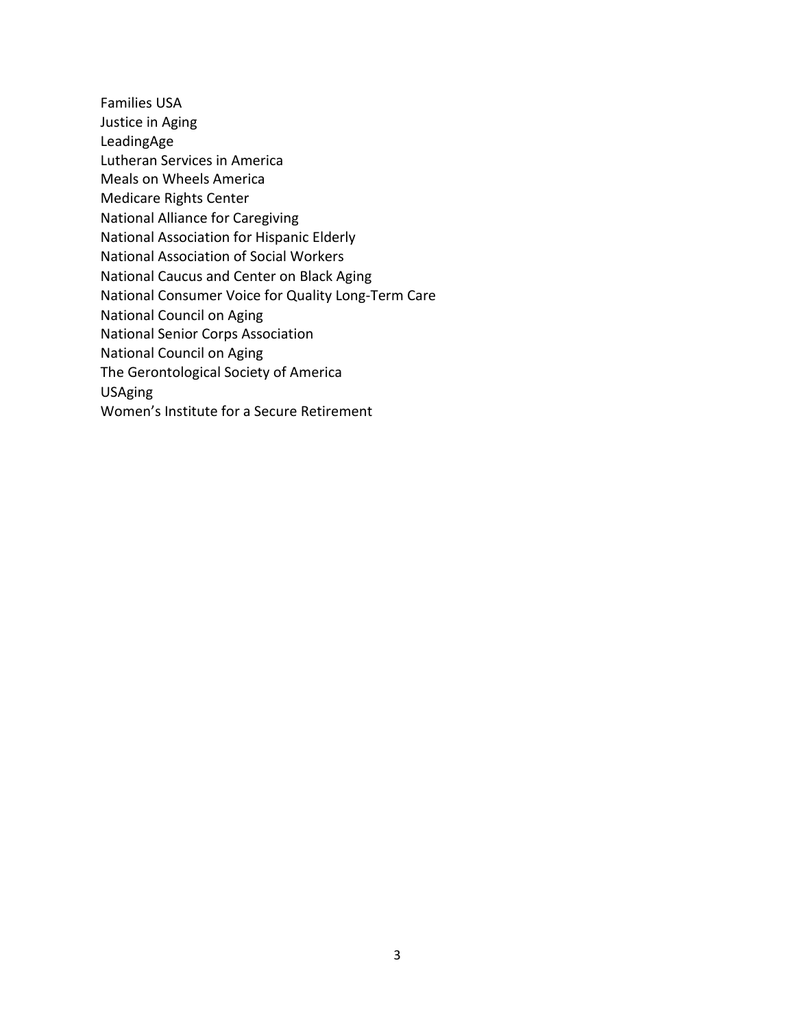Families USA
Justice in Aging
LeadingAge
Lutheran Services in America
Meals on Wheels America
Medicare Rights Center
National Alliance for Caregiving
National Association for Hispanic Elderly
National Association of Social Workers
National Caucus and Center on Black Aging
National Consumer Voice for Quality Long-Term Care
National Council on Aging
National Senior Corps Association
National Council on Aging
The Gerontological Society of America
USAging
Women's Institute for a Secure Retirement